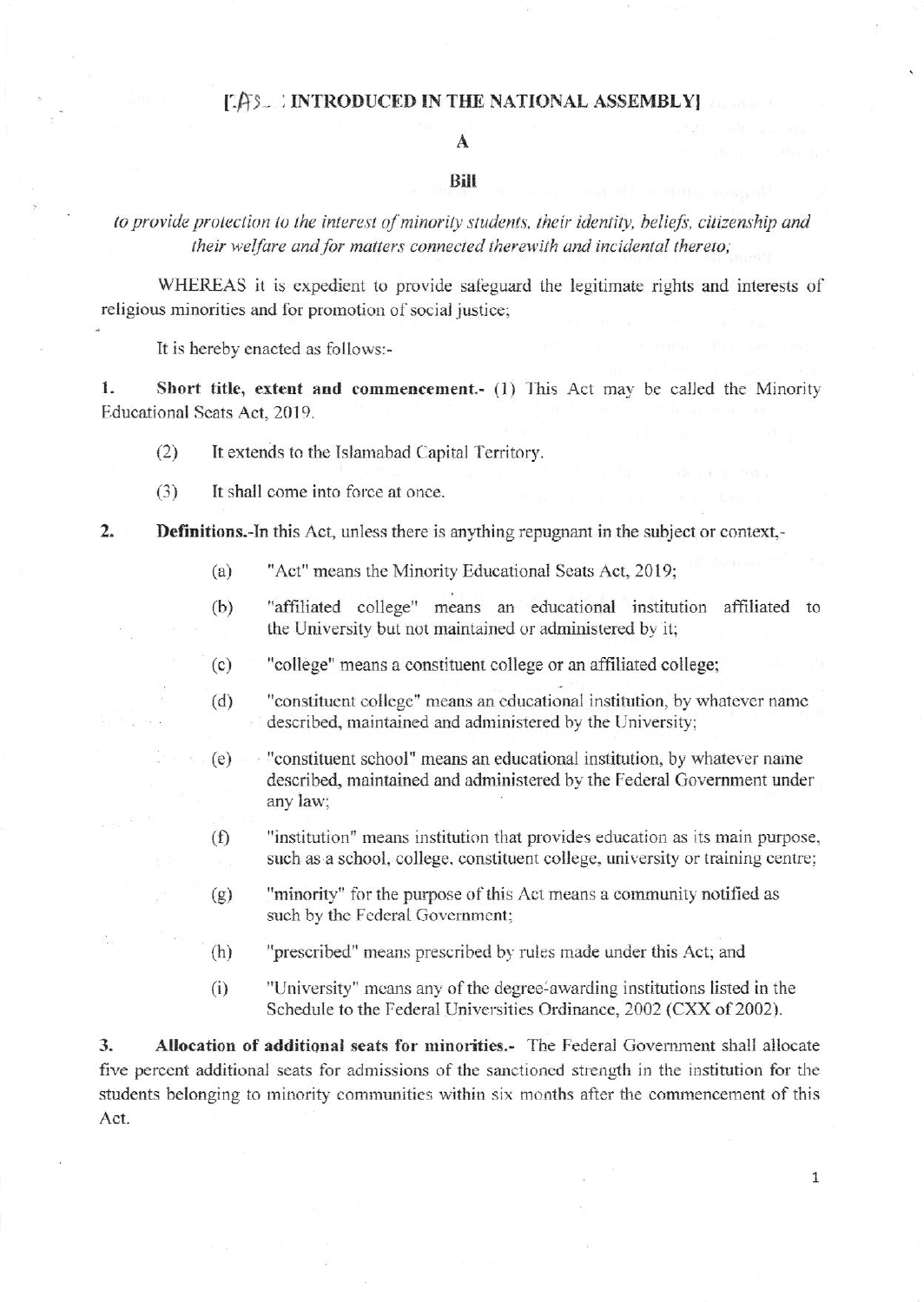**[AS : INTRODUCED IN THE NATIONAL ASSEMBLY]**

**A**

**Bill**

*to provide protection to the interest of minority students, their identity, beliefs, citizenship and their welfare and for matters connected therewith and incidental thereto;*

WHEREAS it is expedient to provide safeguard the legitimate rights and interests of religious minorities and for promotion of social justice;

It is hereby enacted as follows:-

**1. Short title, extent and commencement.-** (1) This Act may be called the Minority Educational Seats Act, 2019.

(2) It extends to the Islamabad Capital Territory.

(3) It shall come into force at once.

**2. Definitions.-**In this Act, unless there is anything repugnant in the subject or context,-

(a) "Act" means the Minority Educational Seats Act, 2019;

(b) "affiliated college" means an educational institution affiliated to the University but not maintained or administered by it;

(c) "college" means a constituent college or an affiliated college;

(d) "constituent college" means an educational institution, by whatever name described, maintained and administered by the University;

(e) "constituent school" means an educational institution, by whatever name described, maintained and administered by the Federal Government under any law;

(f) "institution" means institution that provides education as its main purpose, such as a school, college, constituent college, university or training centre;

(g) "minority" for the purpose of this Act means a community notified as such by the Federal Government;

(h) "prescribed" means prescribed by rules made under this Act; and

(i) "University" means any of the degree-awarding institutions listed in the Schedule to the Federal Universities Ordinance, 2002 (CXX of 2002).

**3. Allocation of additional seats for minorities.-** The Federal Government shall allocate five percent additional seats for admissions of the sanctioned strength in the institution for the students belonging to minority communities within six months after the commencement of this Act.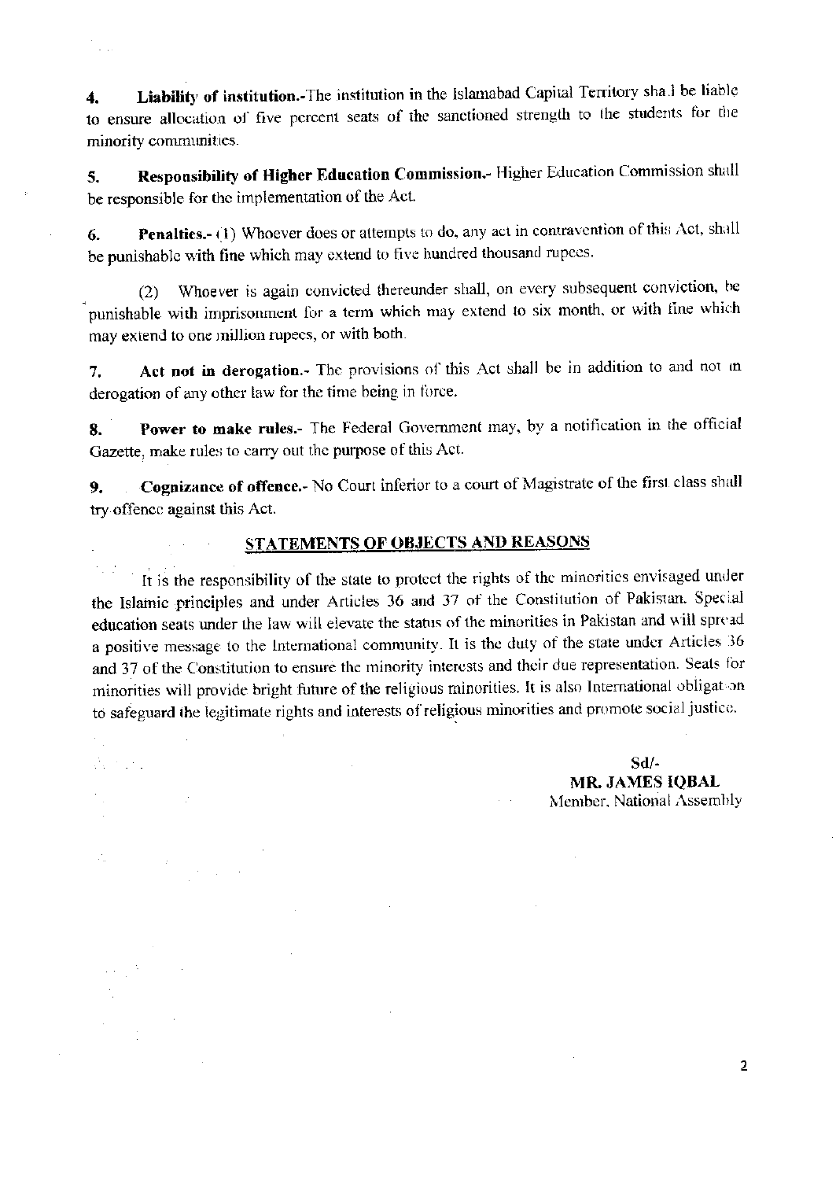4. **Liability of institution.**-The institution in the Islamabad Capital Territory shall be liable to ensure allocation of five percent seats of the sanctioned strength to the students for the minority communities.

5. **Responsibility of Higher Education Commission.**- Higher Education Commission shall be responsible for the implementation of the Act.

6. **Penalties.**- (1) Whoever does or attempts to do, any act in contravention of this Act, shall be punishable with fine which may extend to five hundred thousand rupees.

(2) Whoever is again convicted thereunder shall, on every subsequent conviction, be punishable with imprisonment for a term which may extend to six month, or with fine which may extend to one million rupees, or with both.

7. **Act not in derogation.**- The provisions of this Act shall be in addition to and not in derogation of any other law for the time being in force.

8. **Power to make rules.**- The Federal Government may, by a notification in the official Gazette, make rules to carry out the purpose of this Act.

9. **Cognizance of offence.**- No Court inferior to a court of Magistrate of the first class shall try offence against this Act.

## STATEMENTS OF OBJECTS AND REASONS

It is the responsibility of the state to protect the rights of the minorities envisaged under the Islamic principles and under Articles 36 and 37 of the Constitution of Pakistan. Special education seats under the law will elevate the status of the minorities in Pakistan and will spread a positive message to the International community. It is the duty of the state under Articles 36 and 37 of the Constitution to ensure the minority interests and their due representation. Seats for minorities will provide bright future of the religious minorities. It is also International obligation to safeguard the legitimate rights and interests of religious minorities and promote social justice.

**Sd/-**
**MR. JAMES IQBAL**
Member, National Assembly